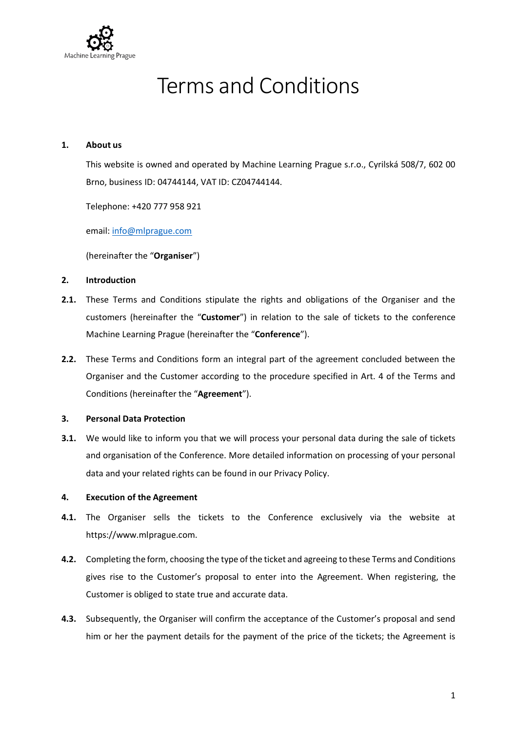Machine Learning Prague

# Terms and Conditions

## 1. About us

This website is owned and operated by Machine Learning Prague s.r.o., Cyrilská 508/7, 602 00 Brno, business ID: 04744144, VAT ID: CZ04744144.

Telephone: +420 777 958 921

email: info@mlprague.com

(hereinafter the "**Organiser**")

## 2. Introduction

**2.1.** These Terms and Conditions stipulate the rights and obligations of the Organiser and the customers (hereinafter the "**Customer**") in relation to the sale of tickets to the conference Machine Learning Prague (hereinafter the "**Conference**").

**2.2.** These Terms and Conditions form an integral part of the agreement concluded between the Organiser and the Customer according to the procedure specified in Art. 4 of the Terms and Conditions (hereinafter the "**Agreement**").

## 3. Personal Data Protection

**3.1.** We would like to inform you that we will process your personal data during the sale of tickets and organisation of the Conference. More detailed information on processing of your personal data and your related rights can be found in our Privacy Policy.

## 4. Execution of the Agreement

**4.1.** The Organiser sells the tickets to the Conference exclusively via the website at https://www.mlprague.com.

**4.2.** Completing the form, choosing the type of the ticket and agreeing to these Terms and Conditions gives rise to the Customer's proposal to enter into the Agreement. When registering, the Customer is obliged to state true and accurate data.

**4.3.** Subsequently, the Organiser will confirm the acceptance of the Customer's proposal and send him or her the payment details for the payment of the price of the tickets; the Agreement is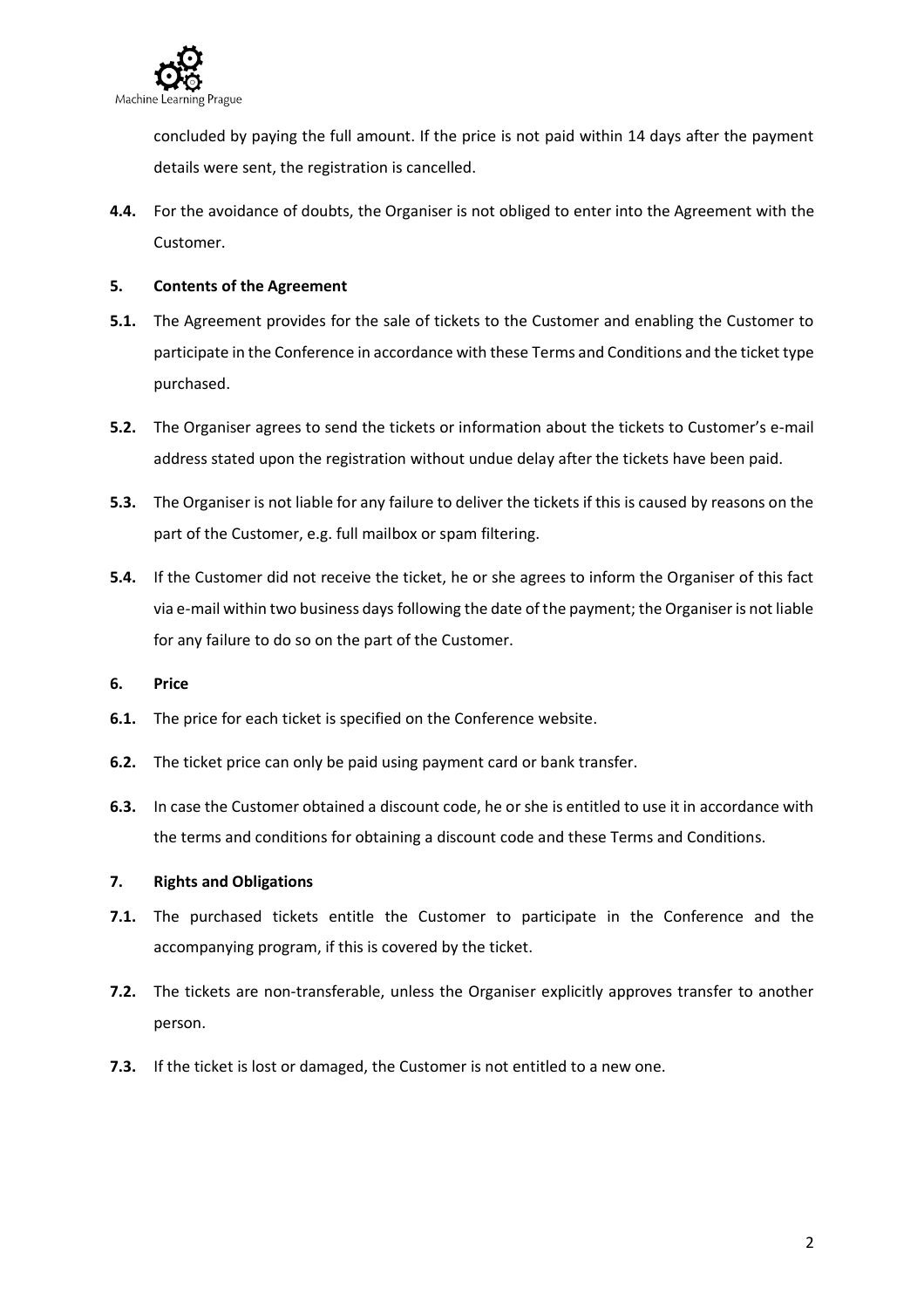concluded by paying the full amount. If the price is not paid within 14 days after the payment details were sent, the registration is cancelled.

**4.4.** For the avoidance of doubts, the Organiser is not obliged to enter into the Agreement with the Customer.

## 5. Contents of the Agreement

**5.1.** The Agreement provides for the sale of tickets to the Customer and enabling the Customer to participate in the Conference in accordance with these Terms and Conditions and the ticket type purchased.

**5.2.** The Organiser agrees to send the tickets or information about the tickets to Customer's e-mail address stated upon the registration without undue delay after the tickets have been paid.

**5.3.** The Organiser is not liable for any failure to deliver the tickets if this is caused by reasons on the part of the Customer, e.g. full mailbox or spam filtering.

**5.4.** If the Customer did not receive the ticket, he or she agrees to inform the Organiser of this fact via e-mail within two business days following the date of the payment; the Organiser is not liable for any failure to do so on the part of the Customer.

## 6. Price

**6.1.** The price for each ticket is specified on the Conference website.

**6.2.** The ticket price can only be paid using payment card or bank transfer.

**6.3.** In case the Customer obtained a discount code, he or she is entitled to use it in accordance with the terms and conditions for obtaining a discount code and these Terms and Conditions.

## 7. Rights and Obligations

**7.1.** The purchased tickets entitle the Customer to participate in the Conference and the accompanying program, if this is covered by the ticket.

**7.2.** The tickets are non-transferable, unless the Organiser explicitly approves transfer to another person.

**7.3.** If the ticket is lost or damaged, the Customer is not entitled to a new one.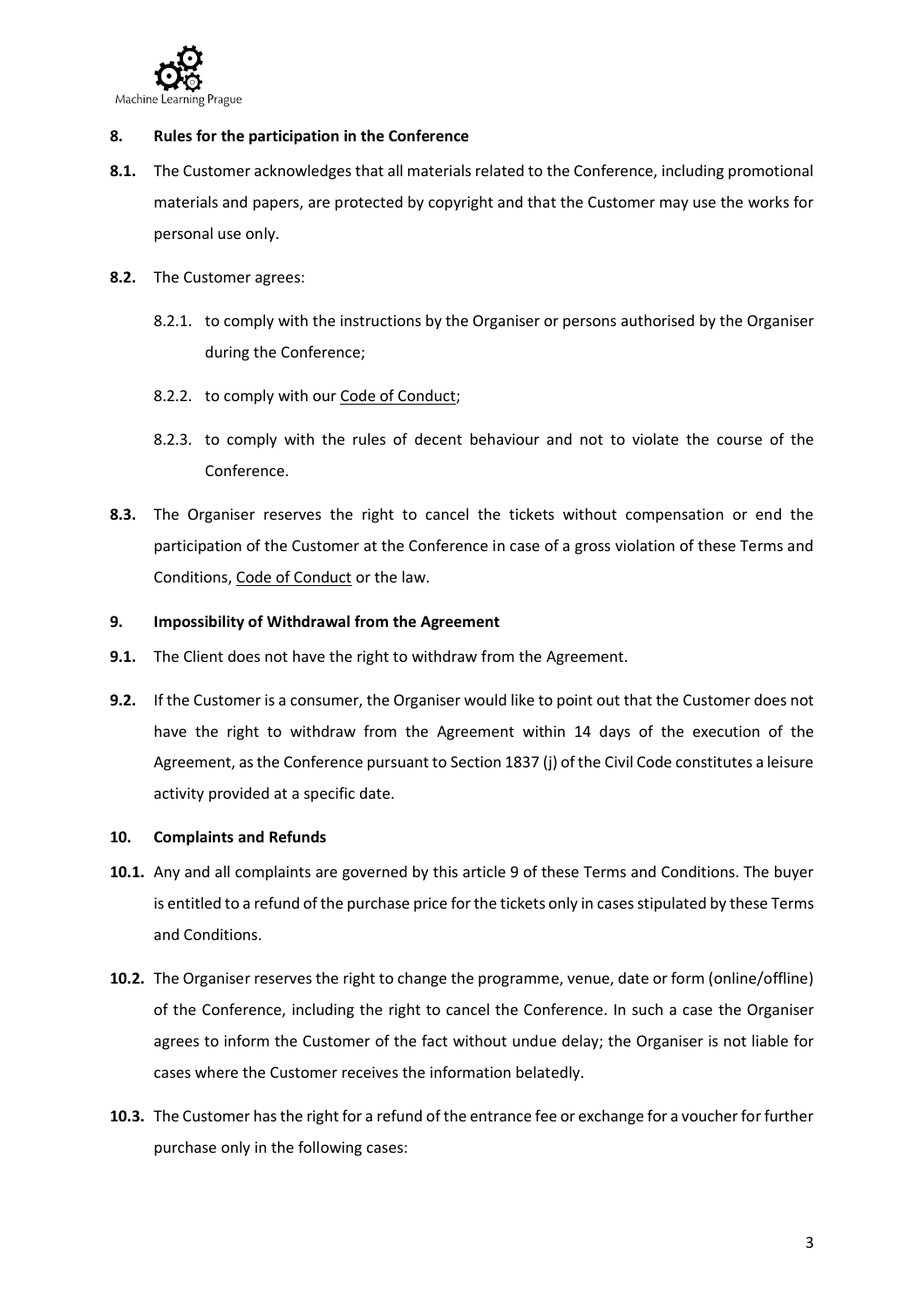## 8. Rules for the participation in the Conference

**8.1.** The Customer acknowledges that all materials related to the Conference, including promotional materials and papers, are protected by copyright and that the Customer may use the works for personal use only.

**8.2.** The Customer agrees:

8.2.1. to comply with the instructions by the Organiser or persons authorised by the Organiser during the Conference;

8.2.2. to comply with our Code of Conduct;

8.2.3. to comply with the rules of decent behaviour and not to violate the course of the Conference.

**8.3.** The Organiser reserves the right to cancel the tickets without compensation or end the participation of the Customer at the Conference in case of a gross violation of these Terms and Conditions, Code of Conduct or the law.

## 9. Impossibility of Withdrawal from the Agreement

**9.1.** The Client does not have the right to withdraw from the Agreement.

**9.2.** If the Customer is a consumer, the Organiser would like to point out that the Customer does not have the right to withdraw from the Agreement within 14 days of the execution of the Agreement, as the Conference pursuant to Section 1837 (j) of the Civil Code constitutes a leisure activity provided at a specific date.

## 10. Complaints and Refunds

**10.1.** Any and all complaints are governed by this article 9 of these Terms and Conditions. The buyer is entitled to a refund of the purchase price for the tickets only in cases stipulated by these Terms and Conditions.

**10.2.** The Organiser reserves the right to change the programme, venue, date or form (online/offline) of the Conference, including the right to cancel the Conference. In such a case the Organiser agrees to inform the Customer of the fact without undue delay; the Organiser is not liable for cases where the Customer receives the information belatedly.

**10.3.** The Customer has the right for a refund of the entrance fee or exchange for a voucher for further purchase only in the following cases: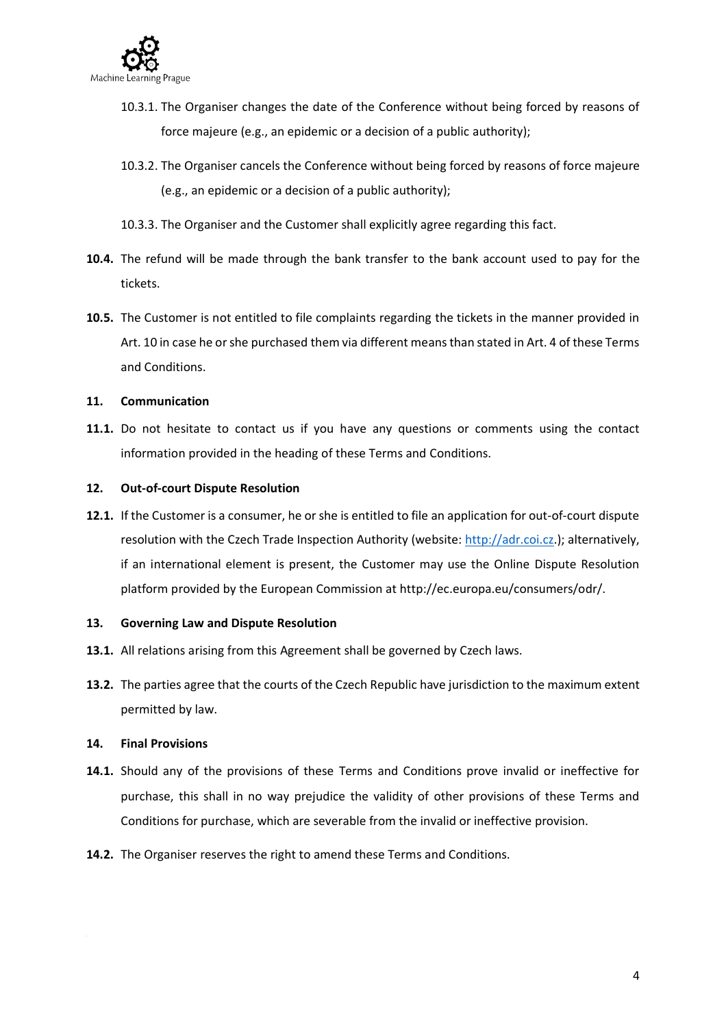10.3.1. The Organiser changes the date of the Conference without being forced by reasons of force majeure (e.g., an epidemic or a decision of a public authority);

10.3.2. The Organiser cancels the Conference without being forced by reasons of force majeure (e.g., an epidemic or a decision of a public authority);

10.3.3. The Organiser and the Customer shall explicitly agree regarding this fact.

**10.4.** The refund will be made through the bank transfer to the bank account used to pay for the tickets.

**10.5.** The Customer is not entitled to file complaints regarding the tickets in the manner provided in Art. 10 in case he or she purchased them via different means than stated in Art. 4 of these Terms and Conditions.

**11. Communication**

**11.1.** Do not hesitate to contact us if you have any questions or comments using the contact information provided in the heading of these Terms and Conditions.

**12. Out-of-court Dispute Resolution**

**12.1.** If the Customer is a consumer, he or she is entitled to file an application for out-of-court dispute resolution with the Czech Trade Inspection Authority (website: [http://adr.coi.cz](http://adr.coi.cz).); alternatively, if an international element is present, the Customer may use the Online Dispute Resolution platform provided by the European Commission at http://ec.europa.eu/consumers/odr/.

**13. Governing Law and Dispute Resolution**

**13.1.** All relations arising from this Agreement shall be governed by Czech laws.

**13.2.** The parties agree that the courts of the Czech Republic have jurisdiction to the maximum extent permitted by law.

**14. Final Provisions**

**14.1.** Should any of the provisions of these Terms and Conditions prove invalid or ineffective for purchase, this shall in no way prejudice the validity of other provisions of these Terms and Conditions for purchase, which are severable from the invalid or ineffective provision.

**14.2.** The Organiser reserves the right to amend these Terms and Conditions.